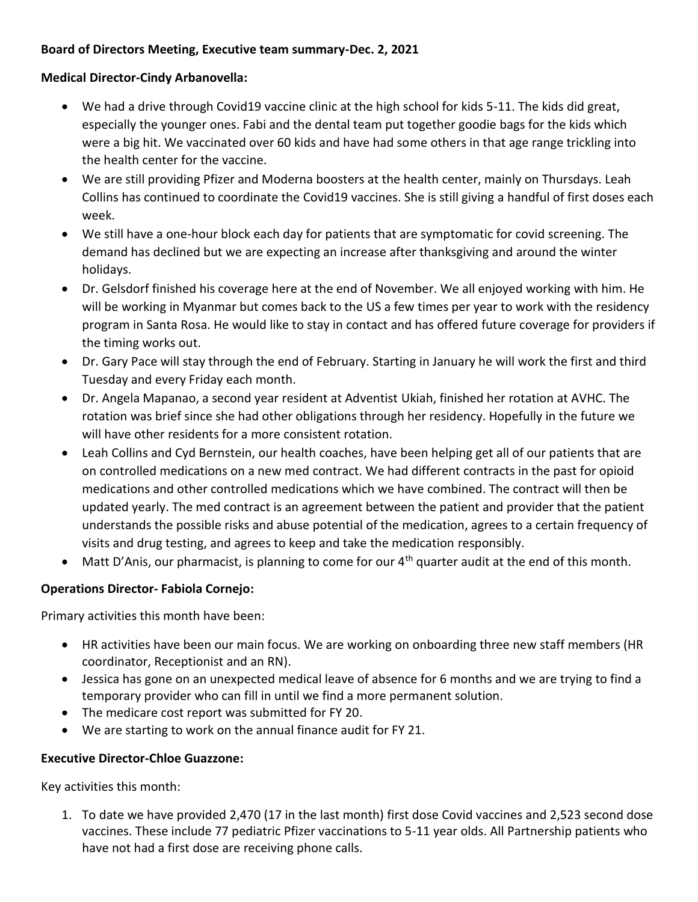**Board of Directors Meeting, Executive team summary-Dec. 2, 2021**

**Medical Director-Cindy Arbanovella:**

- We had a drive through Covid19 vaccine clinic at the high school for kids 5-11. The kids did great, especially the younger ones. Fabi and the dental team put together goodie bags for the kids which were a big hit. We vaccinated over 60 kids and have had some others in that age range trickling into the health center for the vaccine.
- We are still providing Pfizer and Moderna boosters at the health center, mainly on Thursdays. Leah Collins has continued to coordinate the Covid19 vaccines. She is still giving a handful of first doses each week.
- We still have a one-hour block each day for patients that are symptomatic for covid screening. The demand has declined but we are expecting an increase after thanksgiving and around the winter holidays.
- Dr. Gelsdorf finished his coverage here at the end of November. We all enjoyed working with him. He will be working in Myanmar but comes back to the US a few times per year to work with the residency program in Santa Rosa. He would like to stay in contact and has offered future coverage for providers if the timing works out.
- Dr. Gary Pace will stay through the end of February. Starting in January he will work the first and third Tuesday and every Friday each month.
- Dr. Angela Mapanao, a second year resident at Adventist Ukiah, finished her rotation at AVHC. The rotation was brief since she had other obligations through her residency. Hopefully in the future we will have other residents for a more consistent rotation.
- Leah Collins and Cyd Bernstein, our health coaches, have been helping get all of our patients that are on controlled medications on a new med contract. We had different contracts in the past for opioid medications and other controlled medications which we have combined. The contract will then be updated yearly. The med contract is an agreement between the patient and provider that the patient understands the possible risks and abuse potential of the medication, agrees to a certain frequency of visits and drug testing, and agrees to keep and take the medication responsibly.
- Matt D'Anis, our pharmacist, is planning to come for our 4th quarter audit at the end of this month.

**Operations Director- Fabiola Cornejo:**

Primary activities this month have been:

- HR activities have been our main focus. We are working on onboarding three new staff members (HR coordinator, Receptionist and an RN).
- Jessica has gone on an unexpected medical leave of absence for 6 months and we are trying to find a temporary provider who can fill in until we find a more permanent solution.
- The medicare cost report was submitted for FY 20.
- We are starting to work on the annual finance audit for FY 21.

**Executive Director-Chloe Guazzone:**

Key activities this month:

1. To date we have provided 2,470 (17 in the last month) first dose Covid vaccines and 2,523 second dose vaccines. These include 77 pediatric Pfizer vaccinations to 5-11 year olds. All Partnership patients who have not had a first dose are receiving phone calls.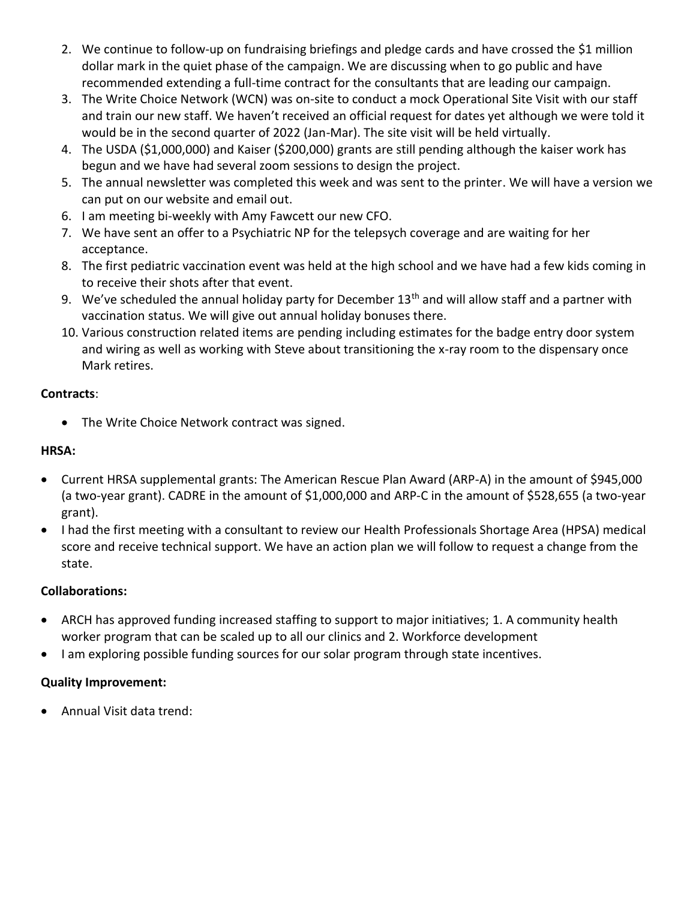2. We continue to follow-up on fundraising briefings and pledge cards and have crossed the $1 million dollar mark in the quiet phase of the campaign. We are discussing when to go public and have recommended extending a full-time contract for the consultants that are leading our campaign.
3. The Write Choice Network (WCN) was on-site to conduct a mock Operational Site Visit with our staff and train our new staff. We haven't received an official request for dates yet although we were told it would be in the second quarter of 2022 (Jan-Mar). The site visit will be held virtually.
4. The USDA ($1,000,000) and Kaiser ($200,000) grants are still pending although the kaiser work has begun and we have had several zoom sessions to design the project.
5. The annual newsletter was completed this week and was sent to the printer. We will have a version we can put on our website and email out.
6. I am meeting bi-weekly with Amy Fawcett our new CFO.
7. We have sent an offer to a Psychiatric NP for the telepsych coverage and are waiting for her acceptance.
8. The first pediatric vaccination event was held at the high school and we have had a few kids coming in to receive their shots after that event.
9. We've scheduled the annual holiday party for December 13th and will allow staff and a partner with vaccination status. We will give out annual holiday bonuses there.
10. Various construction related items are pending including estimates for the badge entry door system and wiring as well as working with Steve about transitioning the x-ray room to the dispensary once Mark retires.

**Contracts**:

- The Write Choice Network contract was signed.

**HRSA:**

- Current HRSA supplemental grants: The American Rescue Plan Award (ARP-A) in the amount of $945,000 (a two-year grant). CADRE in the amount of $1,000,000 and ARP-C in the amount of $528,655 (a two-year grant).
- I had the first meeting with a consultant to review our Health Professionals Shortage Area (HPSA) medical score and receive technical support. We have an action plan we will follow to request a change from the state.

**Collaborations:**

- ARCH has approved funding increased staffing to support to major initiatives; 1. A community health worker program that can be scaled up to all our clinics and 2. Workforce development
- I am exploring possible funding sources for our solar program through state incentives.

**Quality Improvement:**

- Annual Visit data trend: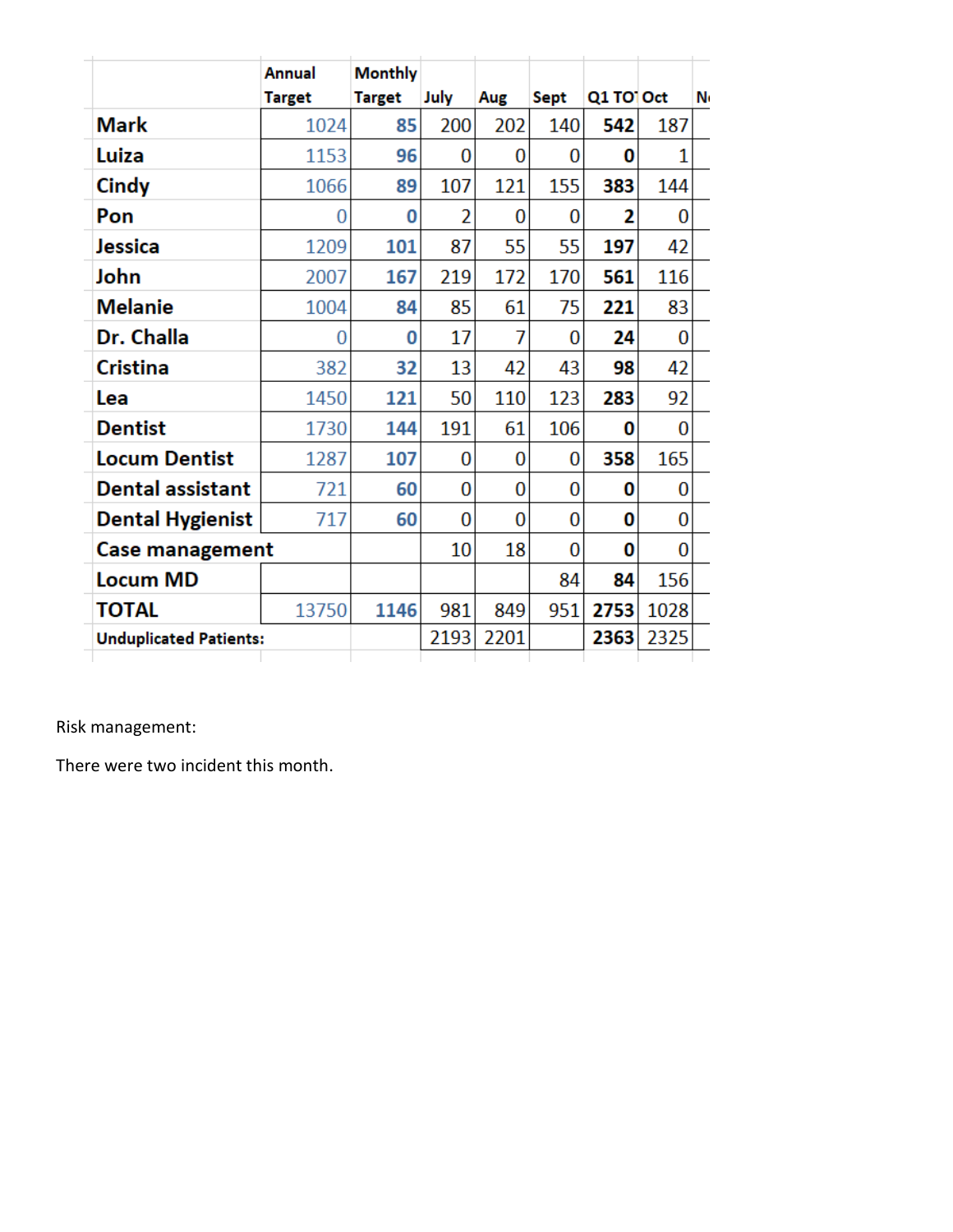| | Annual Target | Monthly Target | July | Aug | Sept | Q1 TO | Oct | N |
|---|---|---|---|---|---|---|---|---|
| Mark | 1024 | 85 | 200 | 202 | 140 | 542 | 187 | |
| Luiza | 1153 | 96 | 0 | 0 | 0 | 0 | 1 | |
| Cindy | 1066 | 89 | 107 | 121 | 155 | 383 | 144 | |
| Pon | 0 | 0 | 2 | 0 | 0 | 2 | 0 | |
| Jessica | 1209 | 101 | 87 | 55 | 55 | 197 | 42 | |
| John | 2007 | 167 | 219 | 172 | 170 | 561 | 116 | |
| Melanie | 1004 | 84 | 85 | 61 | 75 | 221 | 83 | |
| Dr. Challa | 0 | 0 | 17 | 7 | 0 | 24 | 0 | |
| Cristina | 382 | 32 | 13 | 42 | 43 | 98 | 42 | |
| Lea | 1450 | 121 | 50 | 110 | 123 | 283 | 92 | |
| Dentist | 1730 | 144 | 191 | 61 | 106 | 0 | 0 | |
| Locum Dentist | 1287 | 107 | 0 | 0 | 0 | 358 | 165 | |
| Dental assistant | 721 | 60 | 0 | 0 | 0 | 0 | 0 | |
| Dental Hygienist | 717 | 60 | 0 | 0 | 0 | 0 | 0 | |
| Case management | | | 10 | 18 | 0 | 0 | 0 | |
| Locum MD | | | | | 84 | 84 | 156 | |
| TOTAL | 13750 | 1146 | 981 | 849 | 951 | 2753 | 1028 | |
| Unduplicated Patients: | | | 2193 | 2201 | | 2363 | 2325 | |

Risk management:

There were two incident this month.